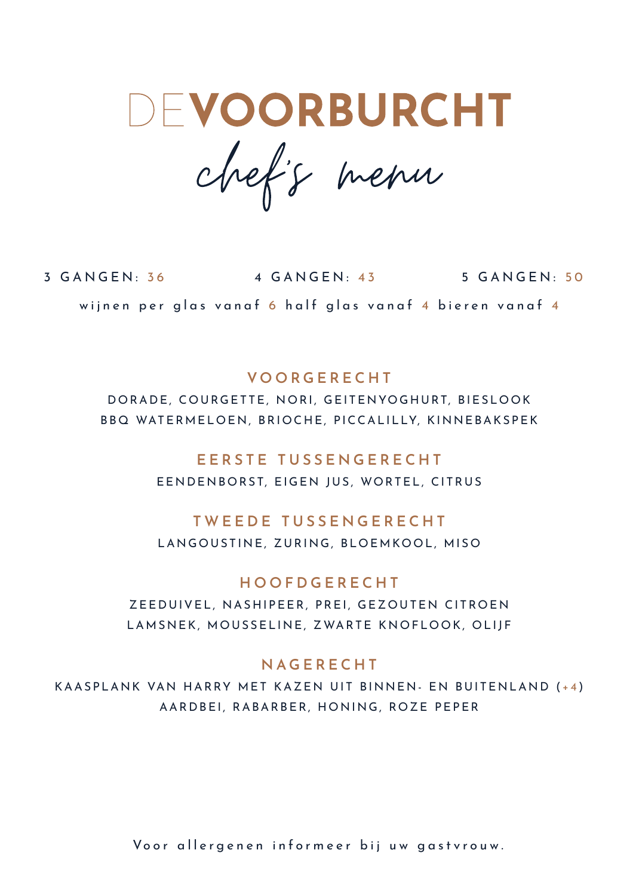# DEVOORBURCHT

*chef's menu*

3 GANGEN: 36 4 GANGEN: 43 5 GANGEN: 50

wijnen per glas vanaf 6 half glas vanaf 4 bieren vanaf 4

## VOORGERECHT

DORADE, COURGETTE, NORI, GEITENYOGHURT, BIESLOOK

BBQ WATERMELOEN, BRIOCHE, PICCALILLY, KINNEBAKSPEK

## EERSTE TUSSENGERECHT

EENDENBORST, EIGEN JUS, WORTEL, CITRUS

## TWEEDE TUSSENGERECHT

LANGOUSTINE, ZURING, BLOEMKOOL, MISO

## HOOFDGERECHT

ZEEDUIVEL, NASHIPEER, PREI, GEZOUTEN CITROEN

LAMSNEK, MOUSSELINE, ZWARTE KNOFLOOK, OLIJF

## NAGERECHT

KAASPLANK VAN HARRY MET KAZEN UIT BINNEN- EN BUITENLAND (+4)

AARDBEI, RABARBER, HONING, ROZE PEPER

Voor allergenen informeer bij uw gastvrouw.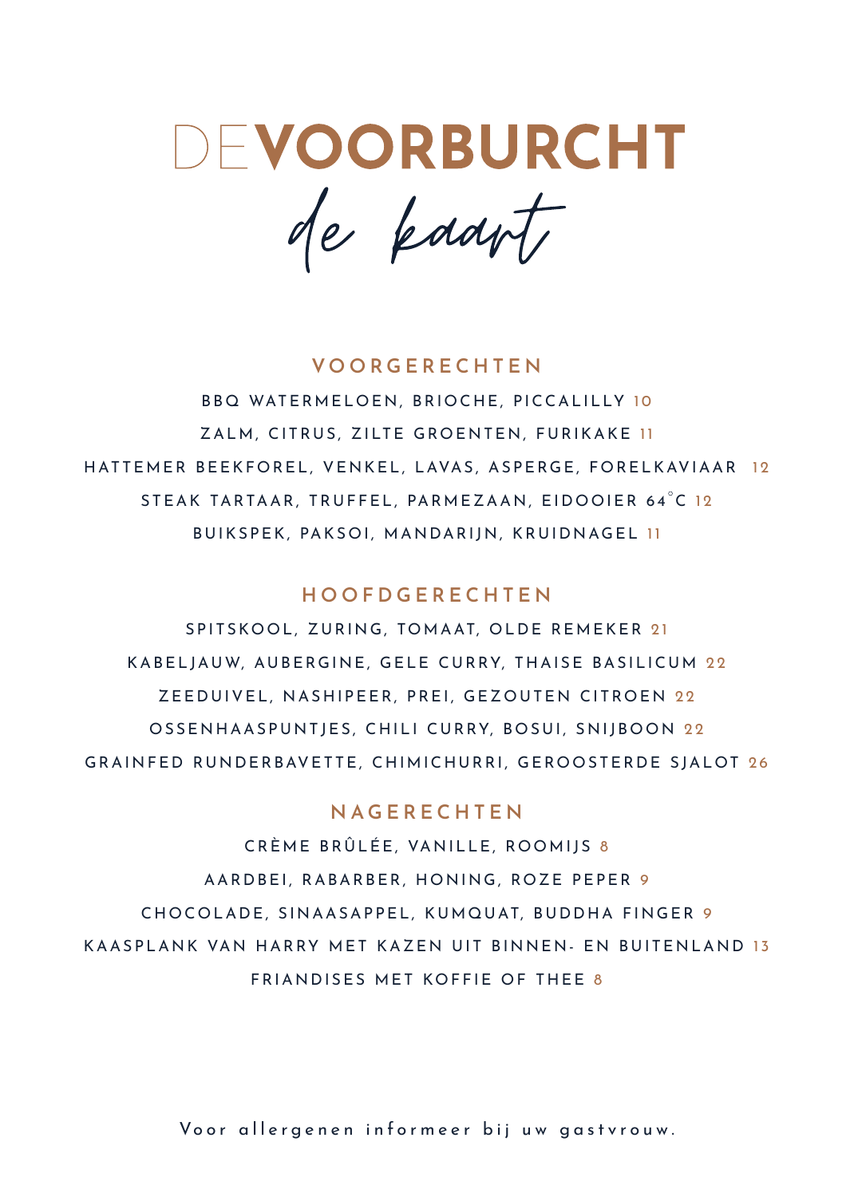# DEVOORBURCHT

*de kaart*

## VOORGERECHTEN

BBQ WATERMELOEN, BRIOCHE, PICCALILLY 10

ZALM, CITRUS, ZILTE GROENTEN, FURIKAKE 11

HATTEMER BEEKFOREL, VENKEL, LAVAS, ASPERGE, FORELKAVIAAR 12

STEAK TARTAAR, TRUFFEL, PARMEZAAN, EIDOOIER 64°C 12

BUIKSPEK, PAKSOI, MANDARIJN, KRUIDNAGEL 11

## HOOFDGERECHTEN

SPITSKOOL, ZURING, TOMAAT, OLDE REMEKER 21

KABELJAUW, AUBERGINE, GELE CURRY, THAISE BASILICUM 22

ZEEDUIVEL, NASHIPEER, PREI, GEZOUTEN CITROEN 22

OSSENHAASPUNTJES, CHILI CURRY, BOSUI, SNIJBOON 22

GRAINFED RUNDERBAVETTE, CHIMICHURRI, GEROOSTERDE SJALOT 26

## NAGERECHTEN

CRÈME BRÛLÉE, VANILLE, ROOMIJS 8

AARDBEI, RABARBER, HONING, ROZE PEPER 9

CHOCOLADE, SINAASAPPEL, KUMQUAT, BUDDHA FINGER 9

KAASPLANK VAN HARRY MET KAZEN UIT BINNEN- EN BUITENLAND 13

FRIANDISES MET KOFFIE OF THEE 8

Voor allergenen informeer bij uw gastvrouw.